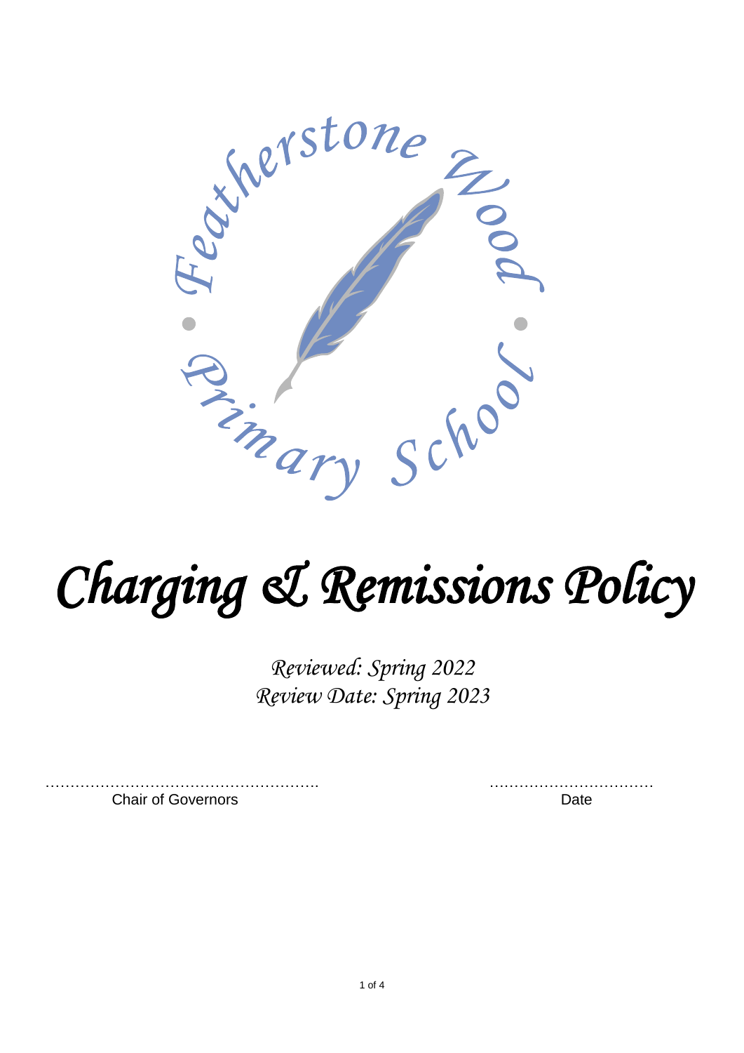Featherstone Wood Primary School

# *Charging & Remissions Policy*

*Reviewed: Spring 2022*
*Review Date: Spring 2023*

……………………………………………….                                        ……………………………

Chair of Governors                                                                    Date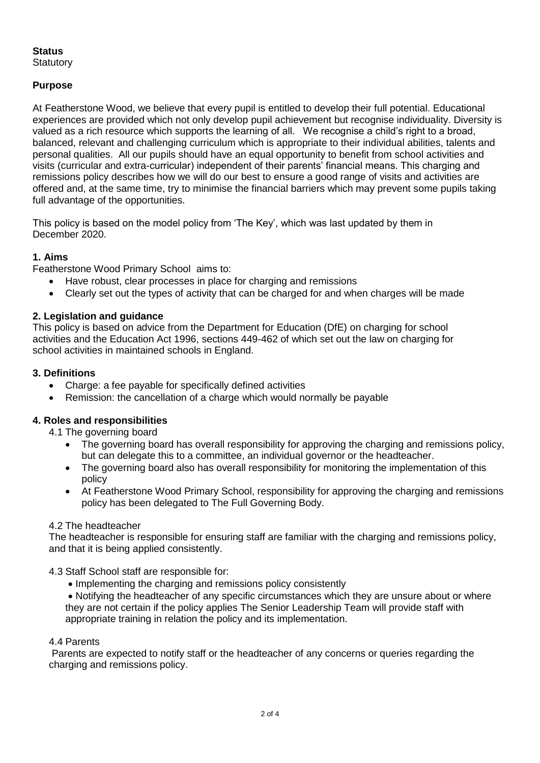**Status**

Statutory

**Purpose**

At Featherstone Wood, we believe that every pupil is entitled to develop their full potential. Educational experiences are provided which not only develop pupil achievement but recognise individuality. Diversity is valued as a rich resource which supports the learning of all. We recognise a child's right to a broad, balanced, relevant and challenging curriculum which is appropriate to their individual abilities, talents and personal qualities. All our pupils should have an equal opportunity to benefit from school activities and visits (curricular and extra-curricular) independent of their parents' financial means. This charging and remissions policy describes how we will do our best to ensure a good range of visits and activities are offered and, at the same time, try to minimise the financial barriers which may prevent some pupils taking full advantage of the opportunities.

This policy is based on the model policy from 'The Key', which was last updated by them in December 2020.

## 1. Aims

Featherstone Wood Primary School aims to:

- Have robust, clear processes in place for charging and remissions
- Clearly set out the types of activity that can be charged for and when charges will be made

## 2. Legislation and guidance

This policy is based on advice from the Department for Education (DfE) on charging for school activities and the Education Act 1996, sections 449-462 of which set out the law on charging for school activities in maintained schools in England.

## 3. Definitions

- Charge: a fee payable for specifically defined activities
- Remission: the cancellation of a charge which would normally be payable

## 4. Roles and responsibilities

4.1 The governing board

- The governing board has overall responsibility for approving the charging and remissions policy, but can delegate this to a committee, an individual governor or the headteacher.
- The governing board also has overall responsibility for monitoring the implementation of this policy
- At Featherstone Wood Primary School, responsibility for approving the charging and remissions policy has been delegated to The Full Governing Body.

4.2 The headteacher

The headteacher is responsible for ensuring staff are familiar with the charging and remissions policy, and that it is being applied consistently.

4.3 Staff School staff are responsible for:

- Implementing the charging and remissions policy consistently
- Notifying the headteacher of any specific circumstances which they are unsure about or where they are not certain if the policy applies The Senior Leadership Team will provide staff with appropriate training in relation the policy and its implementation.

4.4 Parents

Parents are expected to notify staff or the headteacher of any concerns or queries regarding the charging and remissions policy.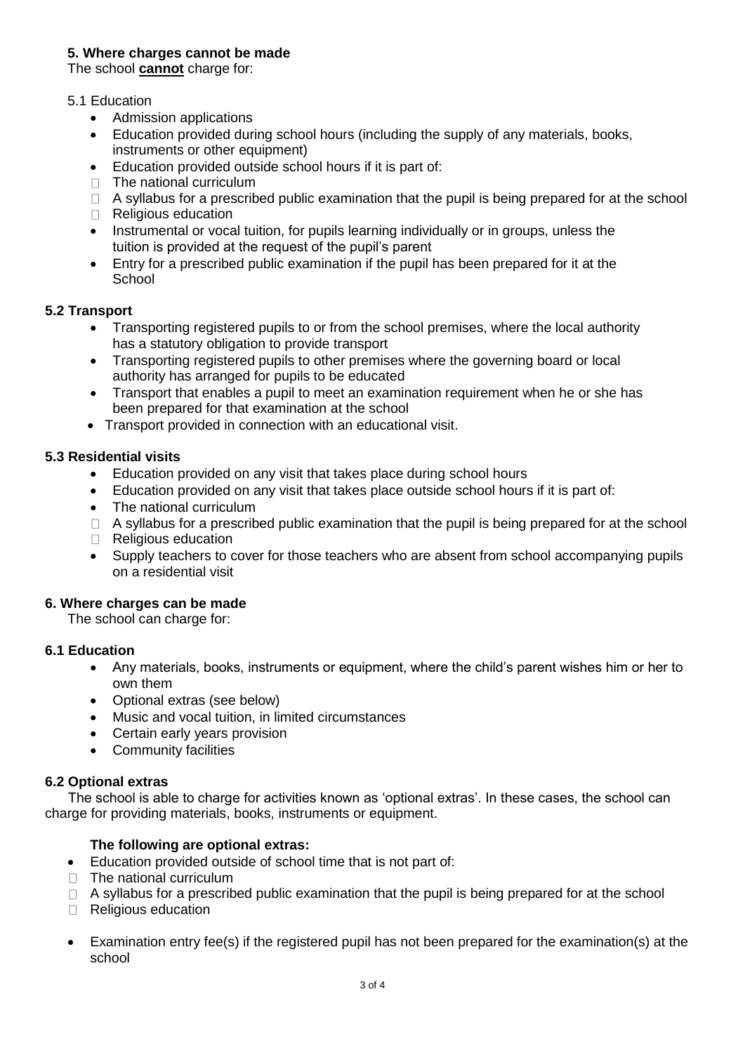### 5. Where charges cannot be made

The school **cannot** charge for:

5.1 Education

- Admission applications
- Education provided during school hours (including the supply of any materials, books, instruments or other equipment)
- Education provided outside school hours if it is part of:
  - The national curriculum
  - A syllabus for a prescribed public examination that the pupil is being prepared for at the school
  - Religious education
- Instrumental or vocal tuition, for pupils learning individually or in groups, unless the tuition is provided at the request of the pupil's parent
- Entry for a prescribed public examination if the pupil has been prepared for it at the School

#### 5.2 Transport

- Transporting registered pupils to or from the school premises, where the local authority has a statutory obligation to provide transport
- Transporting registered pupils to other premises where the governing board or local authority has arranged for pupils to be educated
- Transport that enables a pupil to meet an examination requirement when he or she has been prepared for that examination at the school
- Transport provided in connection with an educational visit.

#### 5.3 Residential visits

- Education provided on any visit that takes place during school hours
- Education provided on any visit that takes place outside school hours if it is part of:
- The national curriculum
  - A syllabus for a prescribed public examination that the pupil is being prepared for at the school
  - Religious education
- Supply teachers to cover for those teachers who are absent from school accompanying pupils on a residential visit

### 6. Where charges can be made

The school can charge for:

#### 6.1 Education

- Any materials, books, instruments or equipment, where the child's parent wishes him or her to own them
- Optional extras (see below)
- Music and vocal tuition, in limited circumstances
- Certain early years provision
- Community facilities

#### 6.2 Optional extras

The school is able to charge for activities known as 'optional extras'. In these cases, the school can charge for providing materials, books, instruments or equipment.

**The following are optional extras:**

- Education provided outside of school time that is not part of:
  - The national curriculum
  - A syllabus for a prescribed public examination that the pupil is being prepared for at the school
  - Religious education
- Examination entry fee(s) if the registered pupil has not been prepared for the examination(s) at the school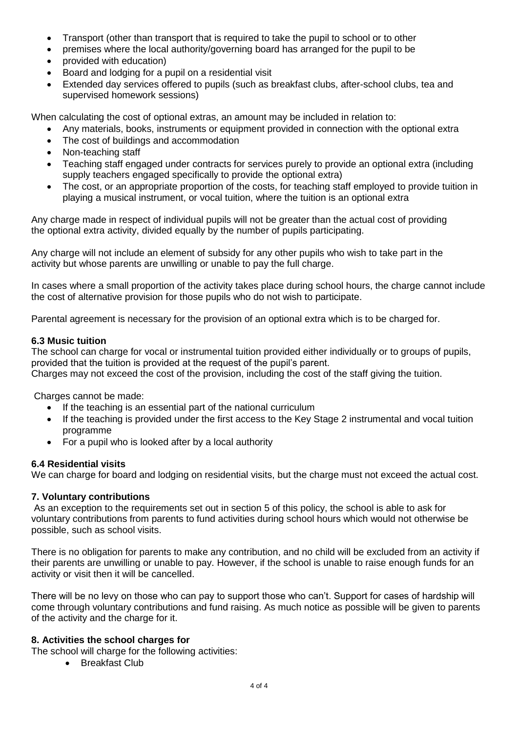- Transport (other than transport that is required to take the pupil to school or to other
- premises where the local authority/governing board has arranged for the pupil to be
- provided with education)
- Board and lodging for a pupil on a residential visit
- Extended day services offered to pupils (such as breakfast clubs, after-school clubs, tea and supervised homework sessions)

When calculating the cost of optional extras, an amount may be included in relation to:

- Any materials, books, instruments or equipment provided in connection with the optional extra
- The cost of buildings and accommodation
- Non-teaching staff
- Teaching staff engaged under contracts for services purely to provide an optional extra (including supply teachers engaged specifically to provide the optional extra)
- The cost, or an appropriate proportion of the costs, for teaching staff employed to provide tuition in playing a musical instrument, or vocal tuition, where the tuition is an optional extra

Any charge made in respect of individual pupils will not be greater than the actual cost of providing the optional extra activity, divided equally by the number of pupils participating.

Any charge will not include an element of subsidy for any other pupils who wish to take part in the activity but whose parents are unwilling or unable to pay the full charge.

In cases where a small proportion of the activity takes place during school hours, the charge cannot include the cost of alternative provision for those pupils who do not wish to participate.

Parental agreement is necessary for the provision of an optional extra which is to be charged for.

### 6.3 Music tuition

The school can charge for vocal or instrumental tuition provided either individually or to groups of pupils, provided that the tuition is provided at the request of the pupil's parent.
Charges may not exceed the cost of the provision, including the cost of the staff giving the tuition.

Charges cannot be made:

- If the teaching is an essential part of the national curriculum
- If the teaching is provided under the first access to the Key Stage 2 instrumental and vocal tuition programme
- For a pupil who is looked after by a local authority

### 6.4 Residential visits

We can charge for board and lodging on residential visits, but the charge must not exceed the actual cost.

## 7. Voluntary contributions

As an exception to the requirements set out in section 5 of this policy, the school is able to ask for voluntary contributions from parents to fund activities during school hours which would not otherwise be possible, such as school visits.

There is no obligation for parents to make any contribution, and no child will be excluded from an activity if their parents are unwilling or unable to pay. However, if the school is unable to raise enough funds for an activity or visit then it will be cancelled.

There will be no levy on those who can pay to support those who can't. Support for cases of hardship will come through voluntary contributions and fund raising. As much notice as possible will be given to parents of the activity and the charge for it.

## 8. Activities the school charges for

The school will charge for the following activities:

- Breakfast Club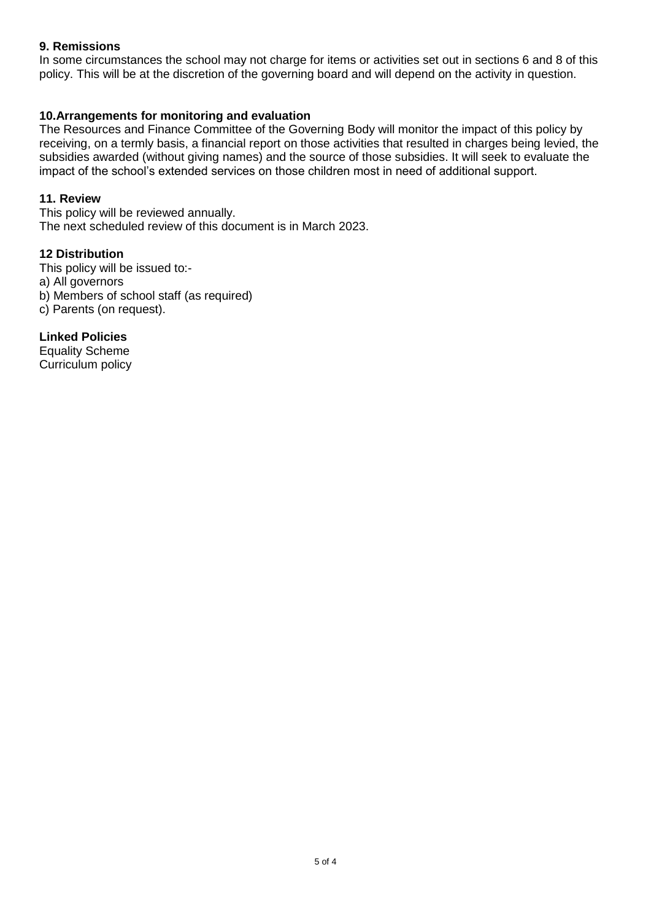### 9. Remissions

In some circumstances the school may not charge for items or activities set out in sections 6 and 8 of this policy. This will be at the discretion of the governing board and will depend on the activity in question.

### 10.Arrangements for monitoring and evaluation

The Resources and Finance Committee of the Governing Body will monitor the impact of this policy by receiving, on a termly basis, a financial report on those activities that resulted in charges being levied, the subsidies awarded (without giving names) and the source of those subsidies. It will seek to evaluate the impact of the school's extended services on those children most in need of additional support.

### 11. Review

This policy will be reviewed annually.
The next scheduled review of this document is in March 2023.

### 12 Distribution

This policy will be issued to:-
a) All governors
b) Members of school staff (as required)
c) Parents (on request).

### Linked Policies

Equality Scheme
Curriculum policy